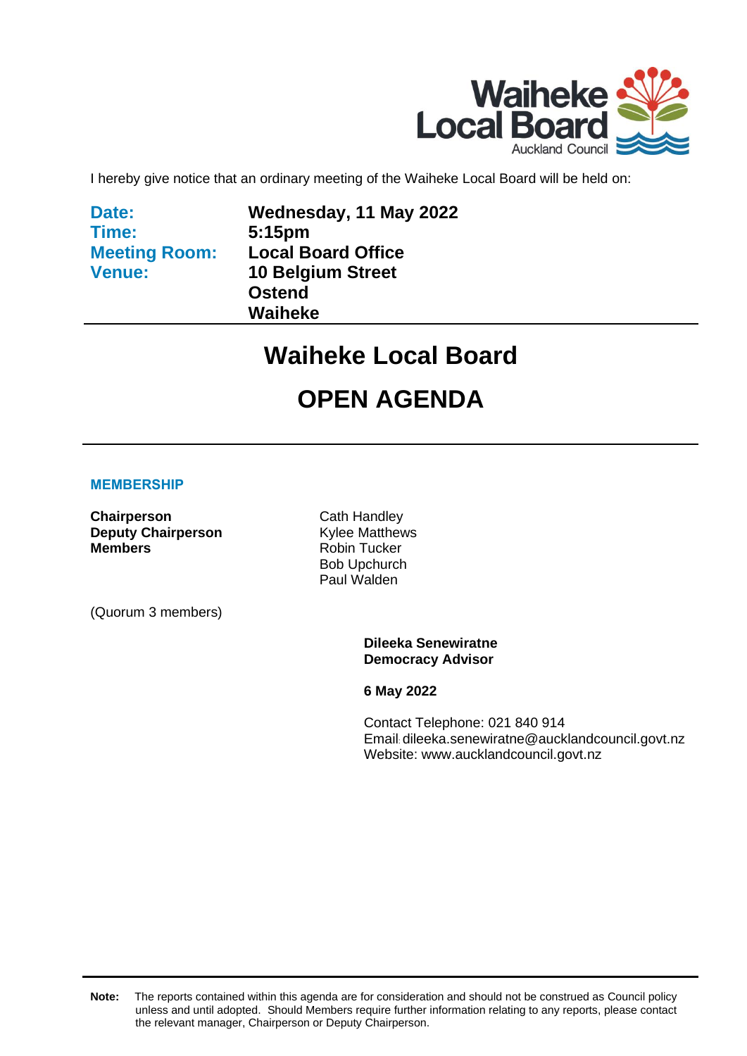I hereby give notice that an ordinary meeting of the Waiheke Local Board will be held on:

| | |
|---|---|
| **Date:** | **Wednesday, 11 May 2022** |
| **Time:** | **5:15pm** |
| **Meeting Room:** | **Local Board Office** |
| **Venue:** | **10 Belgium Street** |
| | **Ostend** |
| | **Waiheke** |

# Waiheke Local Board

# OPEN AGENDA

## MEMBERSHIP

| | |
|---|---|
| **Chairperson** | Cath Handley |
| **Deputy Chairperson** | Kylee Matthews |
| **Members** | Robin Tucker |
| | Bob Upchurch |
| | Paul Walden |

(Quorum 3 members)

**Dileeka Senewiratne**
**Democracy Advisor**

**6 May 2022**

Contact Telephone: 021 840 914
Email: dileeka.senewiratne@aucklandcouncil.govt.nz
Website: www.aucklandcouncil.govt.nz

**Note:** The reports contained within this agenda are for consideration and should not be construed as Council policy unless and until adopted. Should Members require further information relating to any reports, please contact the relevant manager, Chairperson or Deputy Chairperson.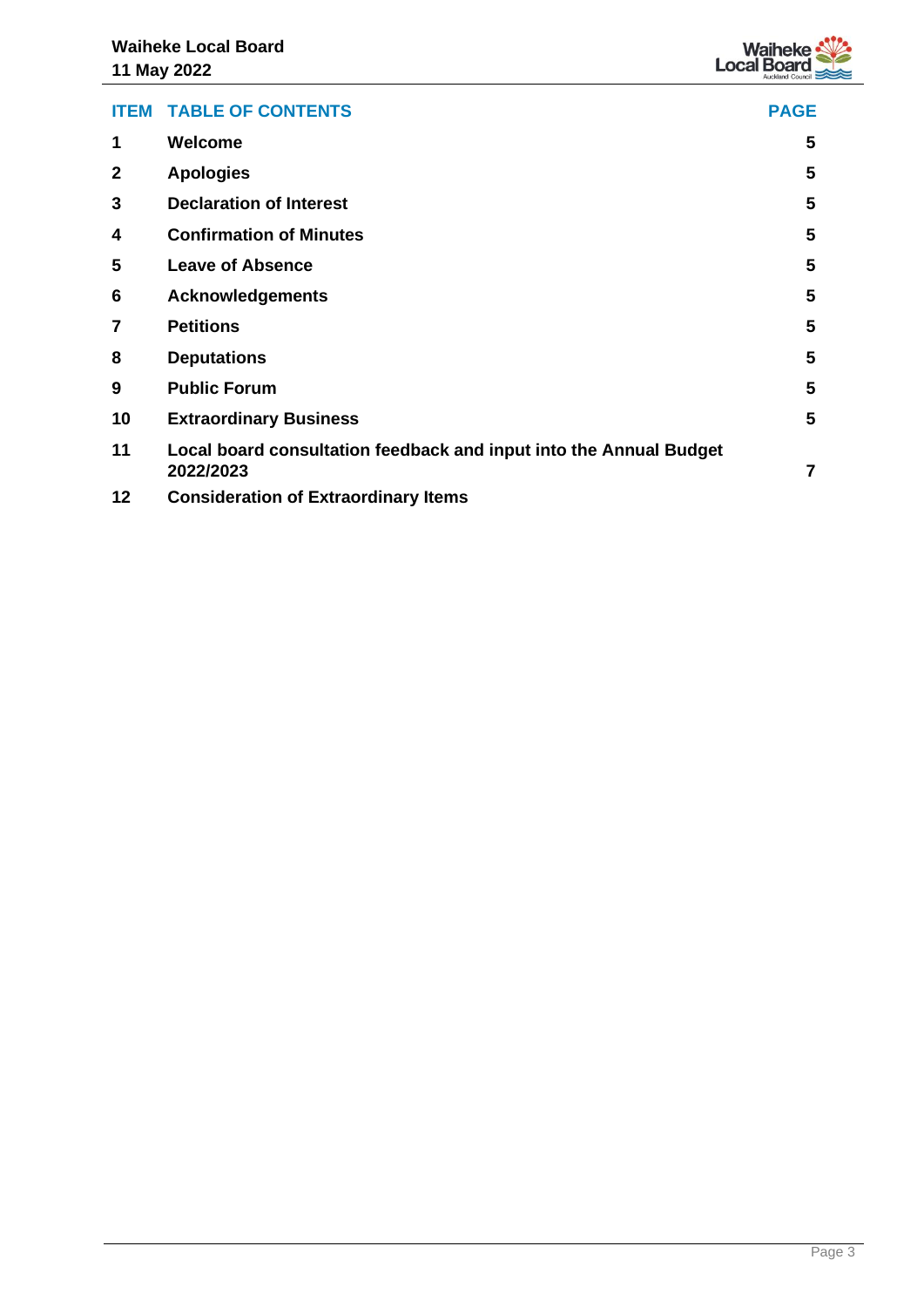| ITEM | TABLE OF CONTENTS | PAGE |
|---|---|---|
| 1 | Welcome | 5 |
| 2 | Apologies | 5 |
| 3 | Declaration of Interest | 5 |
| 4 | Confirmation of Minutes | 5 |
| 5 | Leave of Absence | 5 |
| 6 | Acknowledgements | 5 |
| 7 | Petitions | 5 |
| 8 | Deputations | 5 |
| 9 | Public Forum | 5 |
| 10 | Extraordinary Business | 5 |
| 11 | Local board consultation feedback and input into the Annual Budget 2022/2023 | 7 |
| 12 | Consideration of Extraordinary Items | |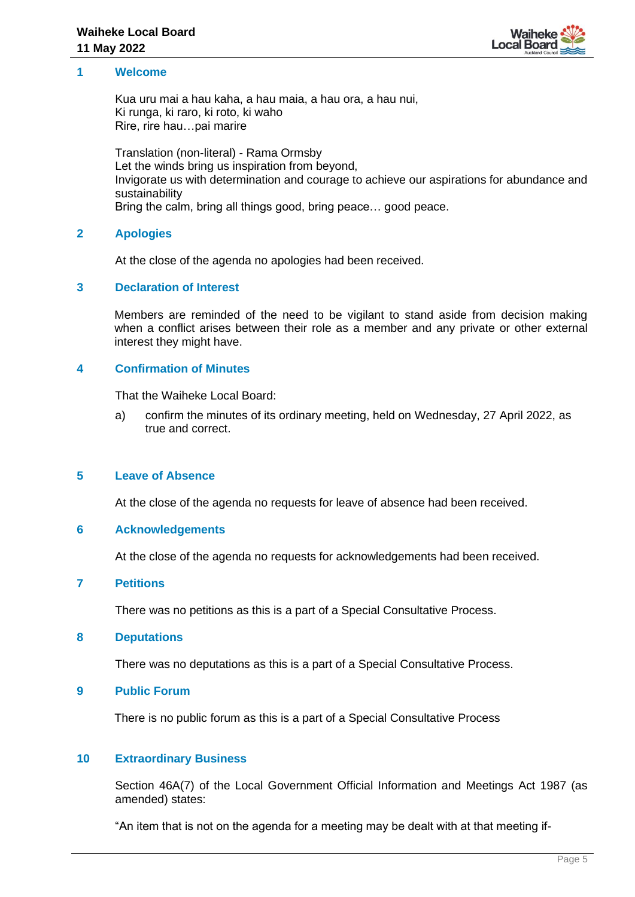## 1 Welcome

Kua uru mai a hau kaha, a hau maia, a hau ora, a hau nui,
Ki runga, ki raro, ki roto, ki waho
Rire, rire hau…pai marire

Translation (non-literal) - Rama Ormsby
Let the winds bring us inspiration from beyond,
Invigorate us with determination and courage to achieve our aspirations for abundance and sustainability
Bring the calm, bring all things good, bring peace… good peace.

## 2 Apologies

At the close of the agenda no apologies had been received.

## 3 Declaration of Interest

Members are reminded of the need to be vigilant to stand aside from decision making when a conflict arises between their role as a member and any private or other external interest they might have.

## 4 Confirmation of Minutes

That the Waiheke Local Board:

a) confirm the minutes of its ordinary meeting, held on Wednesday, 27 April 2022, as true and correct.

## 5 Leave of Absence

At the close of the agenda no requests for leave of absence had been received.

## 6 Acknowledgements

At the close of the agenda no requests for acknowledgements had been received.

## 7 Petitions

There was no petitions as this is a part of a Special Consultative Process.

## 8 Deputations

There was no deputations as this is a part of a Special Consultative Process.

## 9 Public Forum

There is no public forum as this is a part of a Special Consultative Process

## 10 Extraordinary Business

Section 46A(7) of the Local Government Official Information and Meetings Act 1987 (as amended) states:

"An item that is not on the agenda for a meeting may be dealt with at that meeting if-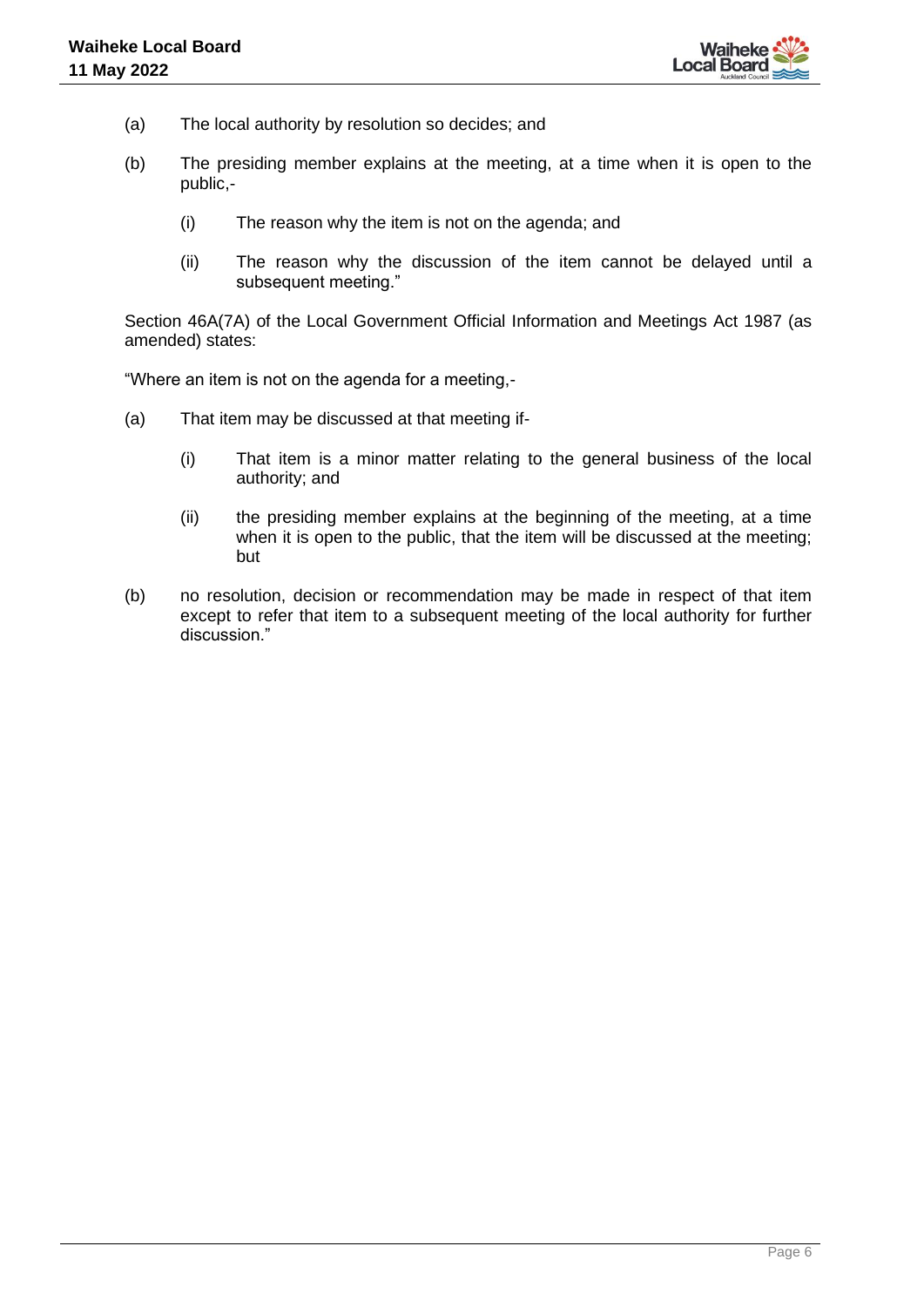(a) The local authority by resolution so decides; and

(b) The presiding member explains at the meeting, at a time when it is open to the public,-

    (i) The reason why the item is not on the agenda; and

    (ii) The reason why the discussion of the item cannot be delayed until a subsequent meeting."

Section 46A(7A) of the Local Government Official Information and Meetings Act 1987 (as amended) states:

"Where an item is not on the agenda for a meeting,-

(a) That item may be discussed at that meeting if-

    (i) That item is a minor matter relating to the general business of the local authority; and

    (ii) the presiding member explains at the beginning of the meeting, at a time when it is open to the public, that the item will be discussed at the meeting; but

(b) no resolution, decision or recommendation may be made in respect of that item except to refer that item to a subsequent meeting of the local authority for further discussion."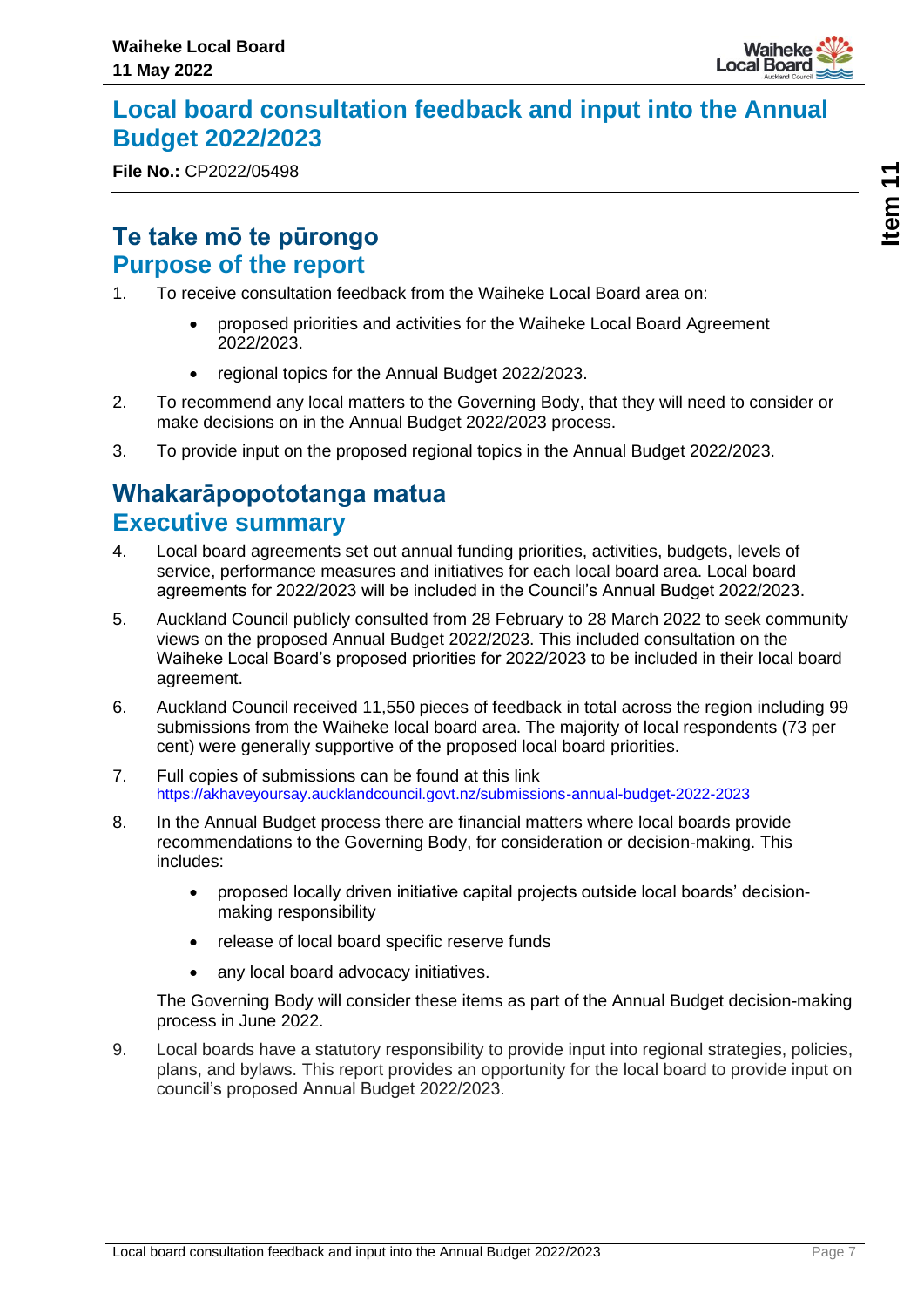# Local board consultation feedback and input into the Annual Budget 2022/2023

**File No.:** CP2022/05498

## Te take mō te pūrongo
## Purpose of the report

1. To receive consultation feedback from the Waiheke Local Board area on:

   - proposed priorities and activities for the Waiheke Local Board Agreement 2022/2023.
   - regional topics for the Annual Budget 2022/2023.

2. To recommend any local matters to the Governing Body, that they will need to consider or make decisions on in the Annual Budget 2022/2023 process.

3. To provide input on the proposed regional topics in the Annual Budget 2022/2023.

## Whakarāpopototanga matua
## Executive summary

4. Local board agreements set out annual funding priorities, activities, budgets, levels of service, performance measures and initiatives for each local board area. Local board agreements for 2022/2023 will be included in the Council's Annual Budget 2022/2023.

5. Auckland Council publicly consulted from 28 February to 28 March 2022 to seek community views on the proposed Annual Budget 2022/2023. This included consultation on the Waiheke Local Board's proposed priorities for 2022/2023 to be included in their local board agreement.

6. Auckland Council received 11,550 pieces of feedback in total across the region including 99 submissions from the Waiheke local board area. The majority of local respondents (73 per cent) were generally supportive of the proposed local board priorities.

7. Full copies of submissions can be found at this link https://akhaveyoursay.aucklandcouncil.govt.nz/submissions-annual-budget-2022-2023

8. In the Annual Budget process there are financial matters where local boards provide recommendations to the Governing Body, for consideration or decision-making. This includes:

   - proposed locally driven initiative capital projects outside local boards' decision-making responsibility
   - release of local board specific reserve funds
   - any local board advocacy initiatives.

   The Governing Body will consider these items as part of the Annual Budget decision-making process in June 2022.

9. Local boards have a statutory responsibility to provide input into regional strategies, policies, plans, and bylaws. This report provides an opportunity for the local board to provide input on council's proposed Annual Budget 2022/2023.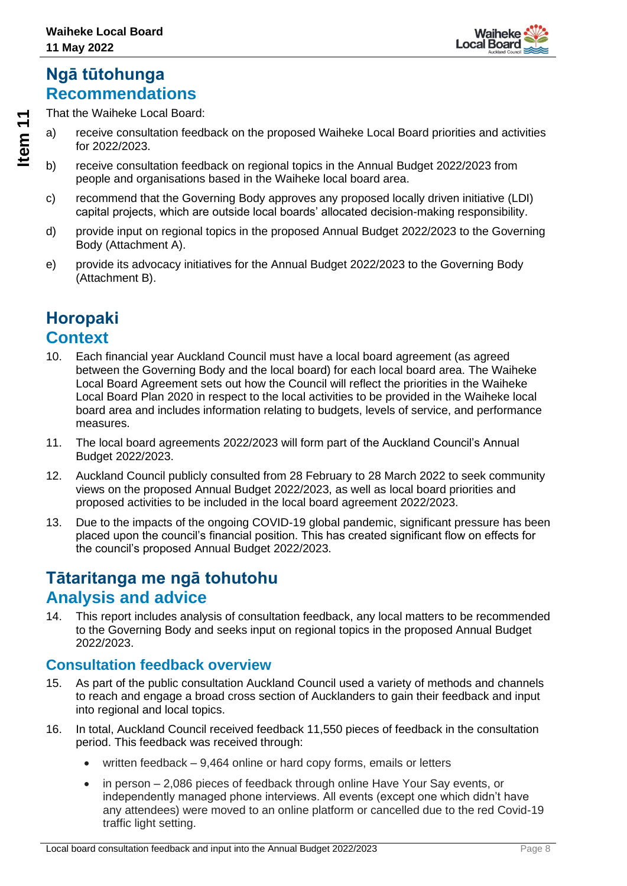## Ngā tūtohunga
## Recommendations

That the Waiheke Local Board:

a) receive consultation feedback on the proposed Waiheke Local Board priorities and activities for 2022/2023.

b) receive consultation feedback on regional topics in the Annual Budget 2022/2023 from people and organisations based in the Waiheke local board area.

c) recommend that the Governing Body approves any proposed locally driven initiative (LDI) capital projects, which are outside local boards' allocated decision-making responsibility.

d) provide input on regional topics in the proposed Annual Budget 2022/2023 to the Governing Body (Attachment A).

e) provide its advocacy initiatives for the Annual Budget 2022/2023 to the Governing Body (Attachment B).

## Horopaki
## Context

10. Each financial year Auckland Council must have a local board agreement (as agreed between the Governing Body and the local board) for each local board area. The Waiheke Local Board Agreement sets out how the Council will reflect the priorities in the Waiheke Local Board Plan 2020 in respect to the local activities to be provided in the Waiheke local board area and includes information relating to budgets, levels of service, and performance measures.

11. The local board agreements 2022/2023 will form part of the Auckland Council's Annual Budget 2022/2023.

12. Auckland Council publicly consulted from 28 February to 28 March 2022 to seek community views on the proposed Annual Budget 2022/2023, as well as local board priorities and proposed activities to be included in the local board agreement 2022/2023.

13. Due to the impacts of the ongoing COVID-19 global pandemic, significant pressure has been placed upon the council's financial position. This has created significant flow on effects for the council's proposed Annual Budget 2022/2023.

## Tātaritanga me ngā tohutohu
## Analysis and advice

14. This report includes analysis of consultation feedback, any local matters to be recommended to the Governing Body and seeks input on regional topics in the proposed Annual Budget 2022/2023.

### Consultation feedback overview

15. As part of the public consultation Auckland Council used a variety of methods and channels to reach and engage a broad cross section of Aucklanders to gain their feedback and input into regional and local topics.

16. In total, Auckland Council received feedback 11,550 pieces of feedback in the consultation period. This feedback was received through:

- written feedback – 9,464 online or hard copy forms, emails or letters
- in person – 2,086 pieces of feedback through online Have Your Say events, or independently managed phone interviews. All events (except one which didn't have any attendees) were moved to an online platform or cancelled due to the red Covid-19 traffic light setting.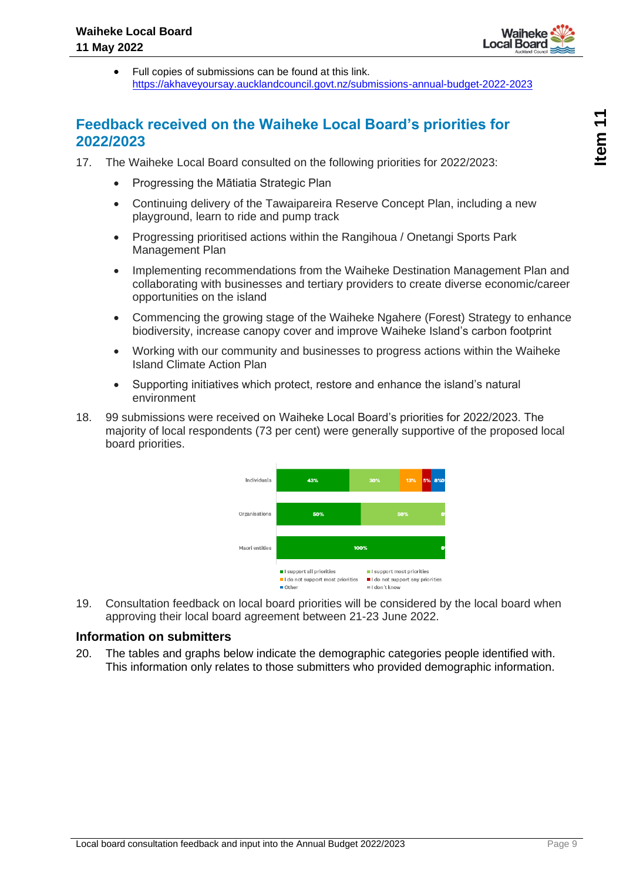- Full copies of submissions can be found at this link. https://akhaveyoursay.aucklandcouncil.govt.nz/submissions-annual-budget-2022-2023

## Feedback received on the Waiheke Local Board's priorities for 2022/2023

17. The Waiheke Local Board consulted on the following priorities for 2022/2023:

    - Progressing the Mātiatia Strategic Plan
    - Continuing delivery of the Tawaipareira Reserve Concept Plan, including a new playground, learn to ride and pump track
    - Progressing prioritised actions within the Rangihoua / Onetangi Sports Park Management Plan
    - Implementing recommendations from the Waiheke Destination Management Plan and collaborating with businesses and tertiary providers to create diverse economic/career opportunities on the island
    - Commencing the growing stage of the Waiheke Ngahere (Forest) Strategy to enhance biodiversity, increase canopy cover and improve Waiheke Island's carbon footprint
    - Working with our community and businesses to progress actions within the Waiheke Island Climate Action Plan
    - Supporting initiatives which protect, restore and enhance the island's natural environment

18. 99 submissions were received on Waiheke Local Board's priorities for 2022/2023. The majority of local respondents (73 per cent) were generally supportive of the proposed local board priorities.

| | I support all priorities | I support most priorities | I do not support most priorities | I do not support any priorities | Other | I don't know |
|---|---|---|---|---|---|---|
| Individuals | 43% | 30% | 13% | 5% | 8% | 0% |
| Organisations | 50% | 50% | | | | 0% |
| Maori entities | 100% | | | | | 0% |

19. Consultation feedback on local board priorities will be considered by the local board when approving their local board agreement between 21-23 June 2022.

### Information on submitters

20. The tables and graphs below indicate the demographic categories people identified with. This information only relates to those submitters who provided demographic information.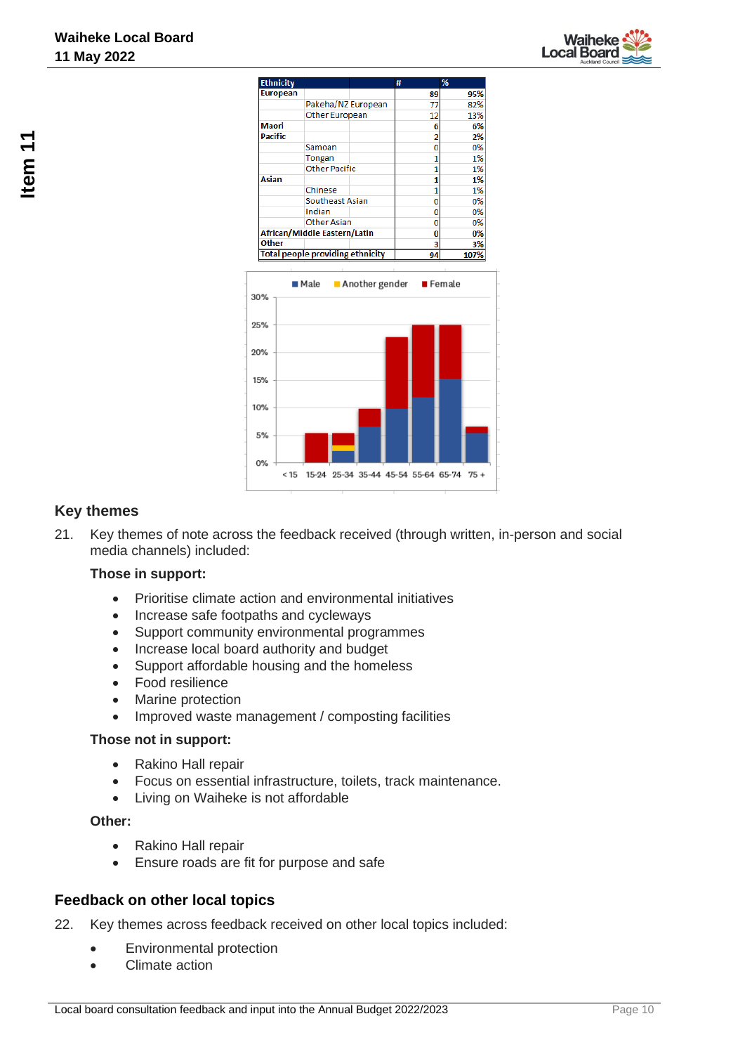| Ethnicity | | # | % |
|---|---|---|---|
| European | | 89 | 95% |
| | Pakeha/NZ European | 77 | 82% |
| | Other European | 12 | 13% |
| Maori | | 6 | 6% |
| Pacific | | 2 | 2% |
| | Samoan | 0 | 0% |
| | Tongan | 1 | 1% |
| | Other Pacific | 1 | 1% |
| Asian | | 1 | 1% |
| | Chinese | 1 | 1% |
| | Southeast Asian | 0 | 0% |
| | Indian | 0 | 0% |
| | Other Asian | 0 | 0% |
| African/Middle Eastern/Latin | | 0 | 0% |
| Other | | 3 | 3% |
| Total people providing ethnicity | | 94 | 107% |

## Key themes

21. Key themes of note across the feedback received (through written, in-person and social media channels) included:

**Those in support:**

- Prioritise climate action and environmental initiatives
- Increase safe footpaths and cycleways
- Support community environmental programmes
- Increase local board authority and budget
- Support affordable housing and the homeless
- Food resilience
- Marine protection
- Improved waste management / composting facilities

**Those not in support:**

- Rakino Hall repair
- Focus on essential infrastructure, toilets, track maintenance.
- Living on Waiheke is not affordable

**Other:**

- Rakino Hall repair
- Ensure roads are fit for purpose and safe

## Feedback on other local topics

22. Key themes across feedback received on other local topics included:

- Environmental protection
- Climate action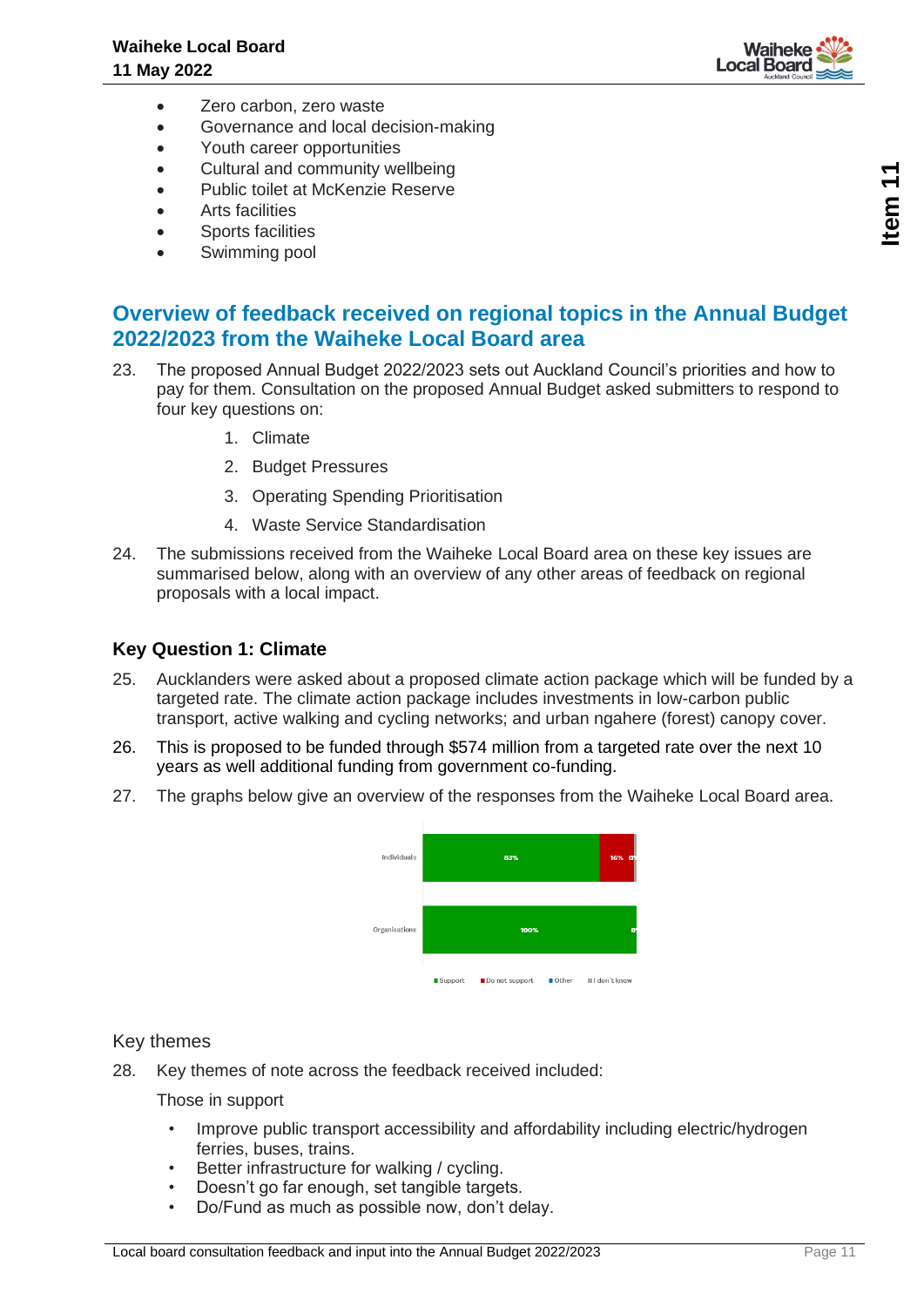- Zero carbon, zero waste
- Governance and local decision-making
- Youth career opportunities
- Cultural and community wellbeing
- Public toilet at McKenzie Reserve
- Arts facilities
- Sports facilities
- Swimming pool

## Overview of feedback received on regional topics in the Annual Budget 2022/2023 from the Waiheke Local Board area

23. The proposed Annual Budget 2022/2023 sets out Auckland Council's priorities and how to pay for them. Consultation on the proposed Annual Budget asked submitters to respond to four key questions on:

    1. Climate
    2. Budget Pressures
    3. Operating Spending Prioritisation
    4. Waste Service Standardisation

24. The submissions received from the Waiheke Local Board area on these key issues are summarised below, along with an overview of any other areas of feedback on regional proposals with a local impact.

### Key Question 1: Climate

25. Aucklanders were asked about a proposed climate action package which will be funded by a targeted rate. The climate action package includes investments in low-carbon public transport, active walking and cycling networks; and urban ngahere (forest) canopy cover.

26. This is proposed to be funded through $574 million from a targeted rate over the next 10 years as well additional funding from government co-funding.

27. The graphs below give an overview of the responses from the Waiheke Local Board area.

| | Support | Do not support | Other | I don't know |
|---|---|---|---|---|
| Individuals | 83% | 16% | 0% | |
| Organisations | 100% | 0% | | |

Key themes

28. Key themes of note across the feedback received included:

    Those in support

    - Improve public transport accessibility and affordability including electric/hydrogen ferries, buses, trains.
    - Better infrastructure for walking / cycling.
    - Doesn't go far enough, set tangible targets.
    - Do/Fund as much as possible now, don't delay.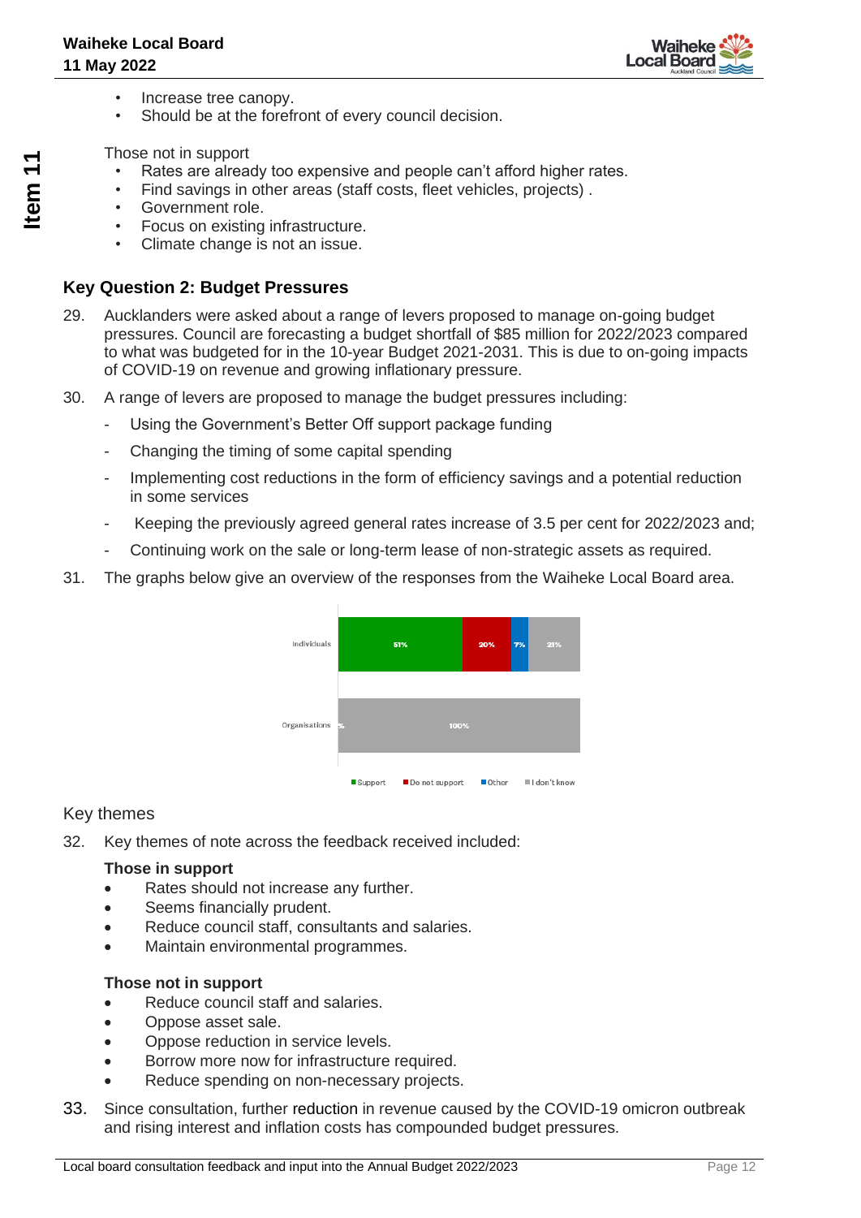- Increase tree canopy.
- Should be at the forefront of every council decision.

Those not in support

- Rates are already too expensive and people can't afford higher rates.
- Find savings in other areas (staff costs, fleet vehicles, projects) .
- Government role.
- Focus on existing infrastructure.
- Climate change is not an issue.

## Key Question 2: Budget Pressures

29. Aucklanders were asked about a range of levers proposed to manage on-going budget pressures. Council are forecasting a budget shortfall of $85 million for 2022/2023 compared to what was budgeted for in the 10-year Budget 2021-2031. This is due to on-going impacts of COVID-19 on revenue and growing inflationary pressure.

30. A range of levers are proposed to manage the budget pressures including:
    - Using the Government's Better Off support package funding
    - Changing the timing of some capital spending
    - Implementing cost reductions in the form of efficiency savings and a potential reduction in some services
    - Keeping the previously agreed general rates increase of 3.5 per cent for 2022/2023 and;
    - Continuing work on the sale or long-term lease of non-strategic assets as required.

31. The graphs below give an overview of the responses from the Waiheke Local Board area.

| | Support | Do not support | Other | I don't know |
|---|---|---|---|---|
| Individuals | 51% | 20% | 7% | 21% |
| Organisations | | | | 100% |

### Key themes

32. Key themes of note across the feedback received included:

**Those in support**

- Rates should not increase any further.
- Seems financially prudent.
- Reduce council staff, consultants and salaries.
- Maintain environmental programmes.

**Those not in support**

- Reduce council staff and salaries.
- Oppose asset sale.
- Oppose reduction in service levels.
- Borrow more now for infrastructure required.
- Reduce spending on non-necessary projects.

33. Since consultation, further reduction in revenue caused by the COVID-19 omicron outbreak and rising interest and inflation costs has compounded budget pressures.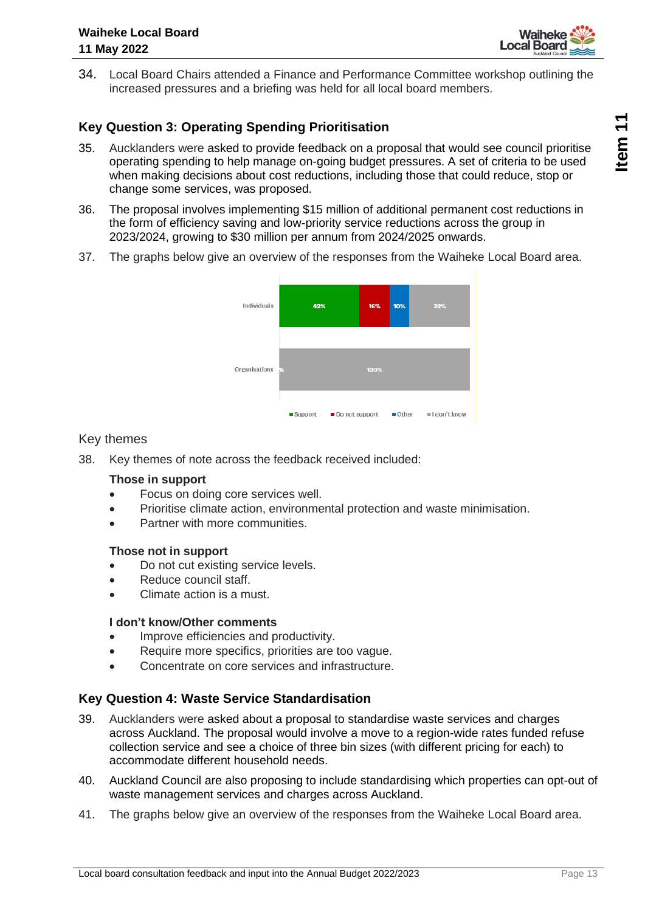34. Local Board Chairs attended a Finance and Performance Committee workshop outlining the increased pressures and a briefing was held for all local board members.

## Key Question 3: Operating Spending Prioritisation

35. Aucklanders were asked to provide feedback on a proposal that would see council prioritise operating spending to help manage on-going budget pressures. A set of criteria to be used when making decisions about cost reductions, including those that could reduce, stop or change some services, was proposed.

36. The proposal involves implementing $15 million of additional permanent cost reductions in the form of efficiency saving and low-priority service reductions across the group in 2023/2024, growing to $30 million per annum from 2024/2025 onwards.

37. The graphs below give an overview of the responses from the Waiheke Local Board area.

| | Support | Do not support | Other | I don't know |
|---|---|---|---|---|
| Individuals | 42% | 16% | 10% | 32% |
| Organisations | | | | 100% |

### Key themes

38. Key themes of note across the feedback received included:

**Those in support**

- Focus on doing core services well.
- Prioritise climate action, environmental protection and waste minimisation.
- Partner with more communities.

**Those not in support**

- Do not cut existing service levels.
- Reduce council staff.
- Climate action is a must.

**I don't know/Other comments**

- Improve efficiencies and productivity.
- Require more specifics, priorities are too vague.
- Concentrate on core services and infrastructure.

## Key Question 4: Waste Service Standardisation

39. Aucklanders were asked about a proposal to standardise waste services and charges across Auckland. The proposal would involve a move to a region-wide rates funded refuse collection service and see a choice of three bin sizes (with different pricing for each) to accommodate different household needs.

40. Auckland Council are also proposing to include standardising which properties can opt-out of waste management services and charges across Auckland.

41. The graphs below give an overview of the responses from the Waiheke Local Board area.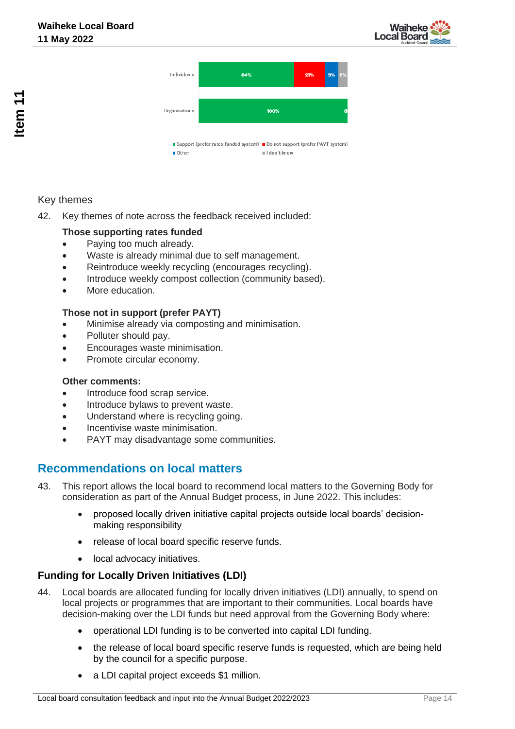| | Support (prefer rates-funded system) | Do not support (prefer PAYT system) | Other | I don't know |
|---|---|---|---|---|
| Individuals | 64% | 21% | 9% | 6% |
| Organisations | 100% | | | 0 |

Key themes

42. Key themes of note across the feedback received included:

**Those supporting rates funded**

- Paying too much already.
- Waste is already minimal due to self management.
- Reintroduce weekly recycling (encourages recycling).
- Introduce weekly compost collection (community based).
- More education.

**Those not in support (prefer PAYT)**

- Minimise already via composting and minimisation.
- Polluter should pay.
- Encourages waste minimisation.
- Promote circular economy.

**Other comments:**

- Introduce food scrap service.
- Introduce bylaws to prevent waste.
- Understand where is recycling going.
- Incentivise waste minimisation.
- PAYT may disadvantage some communities.

## Recommendations on local matters

43. This report allows the local board to recommend local matters to the Governing Body for consideration as part of the Annual Budget process, in June 2022. This includes:

   - proposed locally driven initiative capital projects outside local boards' decision-making responsibility
   - release of local board specific reserve funds.
   - local advocacy initiatives.

### Funding for Locally Driven Initiatives (LDI)

44. Local boards are allocated funding for locally driven initiatives (LDI) annually, to spend on local projects or programmes that are important to their communities. Local boards have decision-making over the LDI funds but need approval from the Governing Body where:

   - operational LDI funding is to be converted into capital LDI funding.
   - the release of local board specific reserve funds is requested, which are being held by the council for a specific purpose.
   - a LDI capital project exceeds $1 million.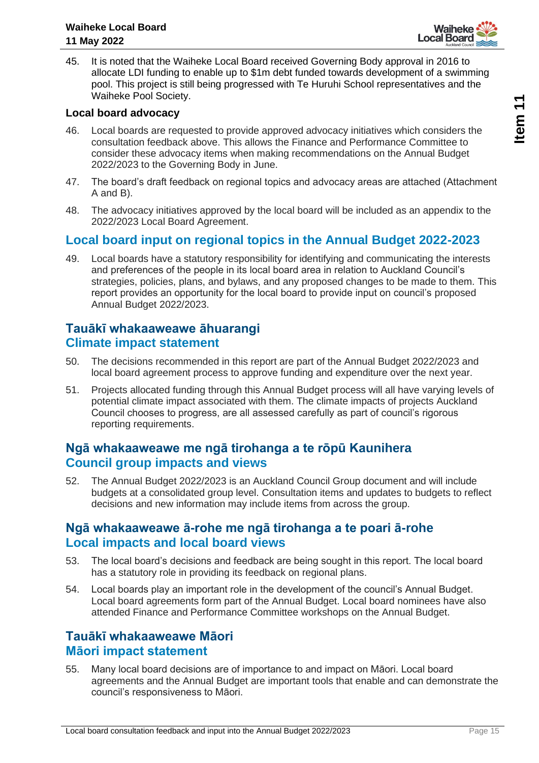45. It is noted that the Waiheke Local Board received Governing Body approval in 2016 to allocate LDI funding to enable up to $1m debt funded towards development of a swimming pool. This project is still being progressed with Te Huruhi School representatives and the Waiheke Pool Society.

### Local board advocacy

46. Local boards are requested to provide approved advocacy initiatives which considers the consultation feedback above. This allows the Finance and Performance Committee to consider these advocacy items when making recommendations on the Annual Budget 2022/2023 to the Governing Body in June.

47. The board's draft feedback on regional topics and advocacy areas are attached (Attachment A and B).

48. The advocacy initiatives approved by the local board will be included as an appendix to the 2022/2023 Local Board Agreement.

## Local board input on regional topics in the Annual Budget 2022-2023

49. Local boards have a statutory responsibility for identifying and communicating the interests and preferences of the people in its local board area in relation to Auckland Council's strategies, policies, plans, and bylaws, and any proposed changes to be made to them. This report provides an opportunity for the local board to provide input on council's proposed Annual Budget 2022/2023.

## Tauākī whakaaweawe āhuarangi
## Climate impact statement

50. The decisions recommended in this report are part of the Annual Budget 2022/2023 and local board agreement process to approve funding and expenditure over the next year.

51. Projects allocated funding through this Annual Budget process will all have varying levels of potential climate impact associated with them. The climate impacts of projects Auckland Council chooses to progress, are all assessed carefully as part of council's rigorous reporting requirements.

## Ngā whakaaweawe me ngā tirohanga a te rōpū Kaunihera
## Council group impacts and views

52. The Annual Budget 2022/2023 is an Auckland Council Group document and will include budgets at a consolidated group level. Consultation items and updates to budgets to reflect decisions and new information may include items from across the group.

## Ngā whakaaweawe ā-rohe me ngā tirohanga a te poari ā-rohe
## Local impacts and local board views

53. The local board's decisions and feedback are being sought in this report. The local board has a statutory role in providing its feedback on regional plans.

54. Local boards play an important role in the development of the council's Annual Budget. Local board agreements form part of the Annual Budget. Local board nominees have also attended Finance and Performance Committee workshops on the Annual Budget.

## Tauākī whakaaweawe Māori
## Māori impact statement

55. Many local board decisions are of importance to and impact on Māori. Local board agreements and the Annual Budget are important tools that enable and can demonstrate the council's responsiveness to Māori.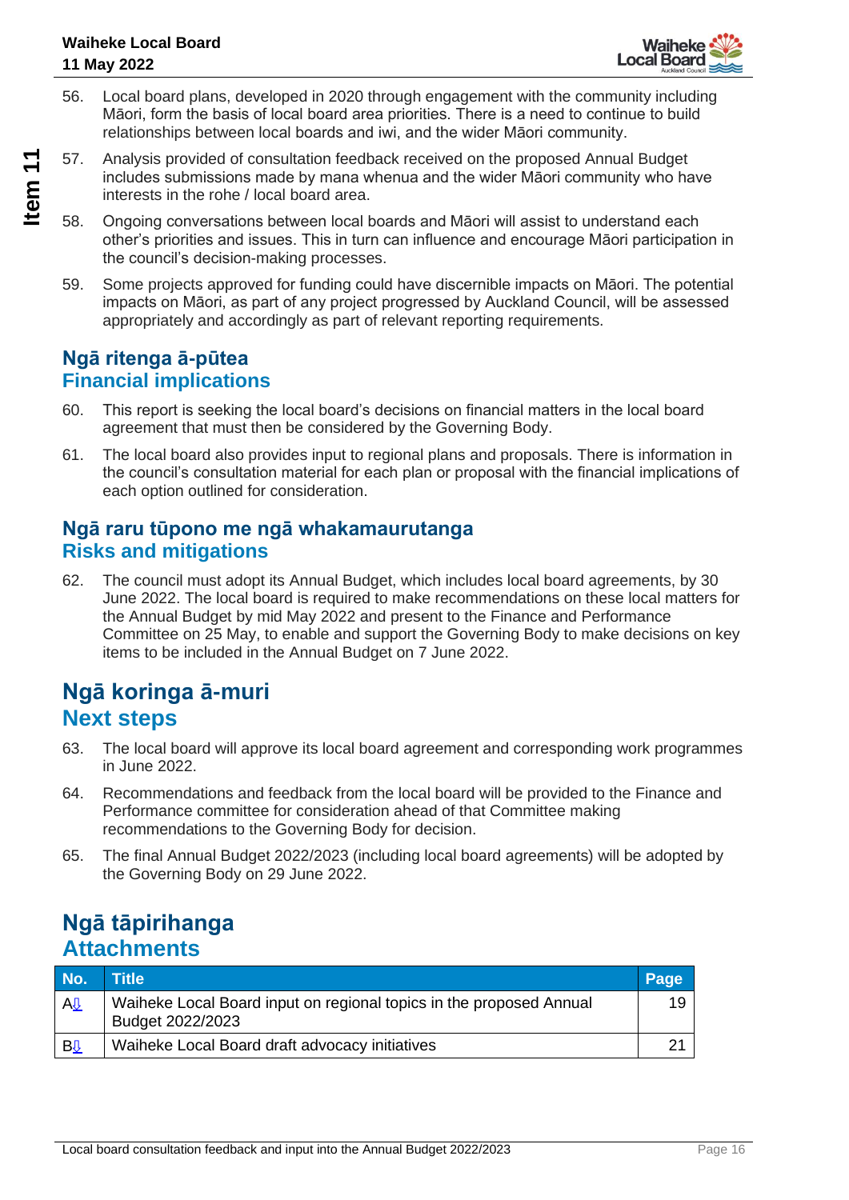56. Local board plans, developed in 2020 through engagement with the community including Māori, form the basis of local board area priorities. There is a need to continue to build relationships between local boards and iwi, and the wider Māori community.

57. Analysis provided of consultation feedback received on the proposed Annual Budget includes submissions made by mana whenua and the wider Māori community who have interests in the rohe / local board area.

58. Ongoing conversations between local boards and Māori will assist to understand each other's priorities and issues. This in turn can influence and encourage Māori participation in the council's decision-making processes.

59. Some projects approved for funding could have discernible impacts on Māori. The potential impacts on Māori, as part of any project progressed by Auckland Council, will be assessed appropriately and accordingly as part of relevant reporting requirements.

### Ngā ritenga ā-pūtea
### Financial implications

60. This report is seeking the local board's decisions on financial matters in the local board agreement that must then be considered by the Governing Body.

61. The local board also provides input to regional plans and proposals. There is information in the council's consultation material for each plan or proposal with the financial implications of each option outlined for consideration.

### Ngā raru tūpono me ngā whakamaurutanga
### Risks and mitigations

62. The council must adopt its Annual Budget, which includes local board agreements, by 30 June 2022. The local board is required to make recommendations on these local matters for the Annual Budget by mid May 2022 and present to the Finance and Performance Committee on 25 May, to enable and support the Governing Body to make decisions on key items to be included in the Annual Budget on 7 June 2022.

## Ngā koringa ā-muri
## Next steps

63. The local board will approve its local board agreement and corresponding work programmes in June 2022.

64. Recommendations and feedback from the local board will be provided to the Finance and Performance committee for consideration ahead of that Committee making recommendations to the Governing Body for decision.

65. The final Annual Budget 2022/2023 (including local board agreements) will be adopted by the Governing Body on 29 June 2022.

## Ngā tāpirihanga
## Attachments

| No. | Title | Page |
|---|---|---|
| A⇩ | Waiheke Local Board input on regional topics in the proposed Annual Budget 2022/2023 | 19 |
| B⇩ | Waiheke Local Board draft advocacy initiatives | 21 |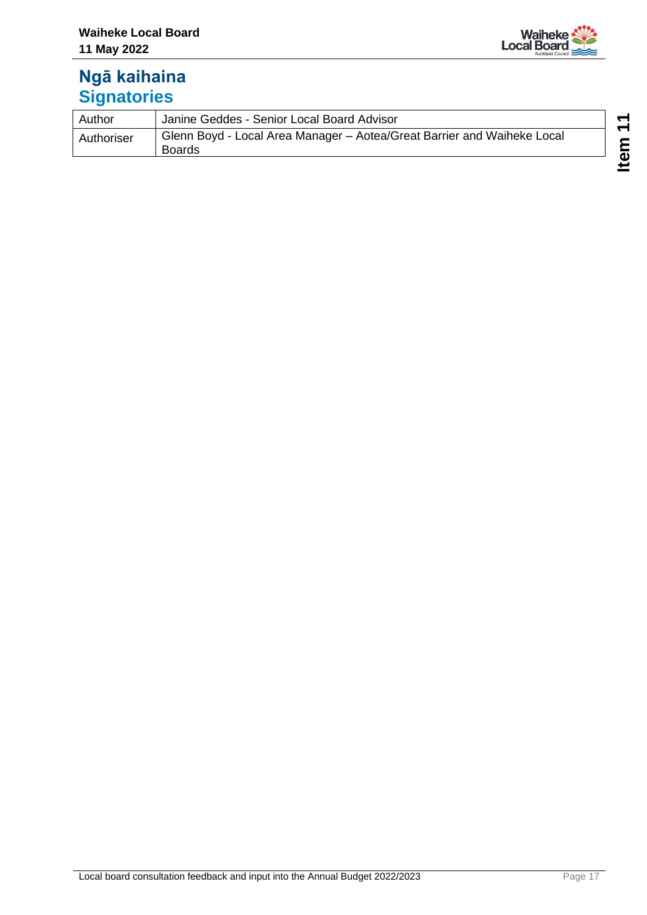## Ngā kaihaina
## Signatories

| Author | Janine Geddes - Senior Local Board Advisor |
|---|---|
| Authoriser | Glenn Boyd - Local Area Manager – Aotea/Great Barrier and Waiheke Local Boards |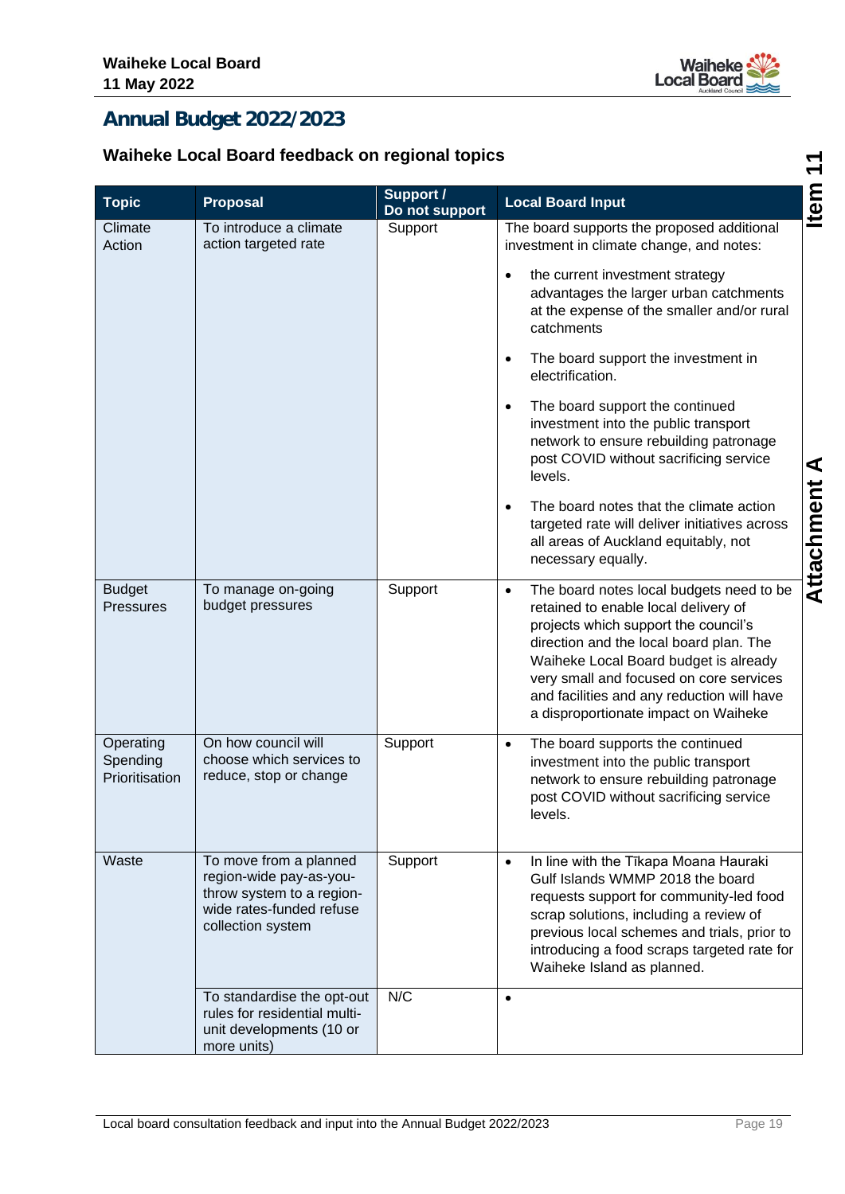# Annual Budget 2022/2023

## Waiheke Local Board feedback on regional topics

| Topic | Proposal | Support / Do not support | Local Board Input |
|---|---|---|---|
| Climate Action | To introduce a climate action targeted rate | Support | The board supports the proposed additional investment in climate change, and notes: <br>• the current investment strategy advantages the larger urban catchments at the expense of the smaller and/or rural catchments <br>• The board support the investment in electrification. <br>• The board support the continued investment into the public transport network to ensure rebuilding patronage post COVID without sacrificing service levels. <br>• The board notes that the climate action targeted rate will deliver initiatives across all areas of Auckland equitably, not necessary equally. |
| Budget Pressures | To manage on-going budget pressures | Support | • The board notes local budgets need to be retained to enable local delivery of projects which support the council's direction and the local board plan. The Waiheke Local Board budget is already very small and focused on core services and facilities and any reduction will have a disproportionate impact on Waiheke |
| Operating Spending Prioritisation | On how council will choose which services to reduce, stop or change | Support | • The board supports the continued investment into the public transport network to ensure rebuilding patronage post COVID without sacrificing service levels. |
| Waste | To move from a planned region-wide pay-as-you-throw system to a region-wide rates-funded refuse collection system | Support | • In line with the Tīkapa Moana Hauraki Gulf Islands WMMP 2018 the board requests support for community-led food scrap solutions, including a review of previous local schemes and trials, prior to introducing a food scraps targeted rate for Waiheke Island as planned. |
| | To standardise the opt-out rules for residential multi-unit developments (10 or more units) | N/C | • |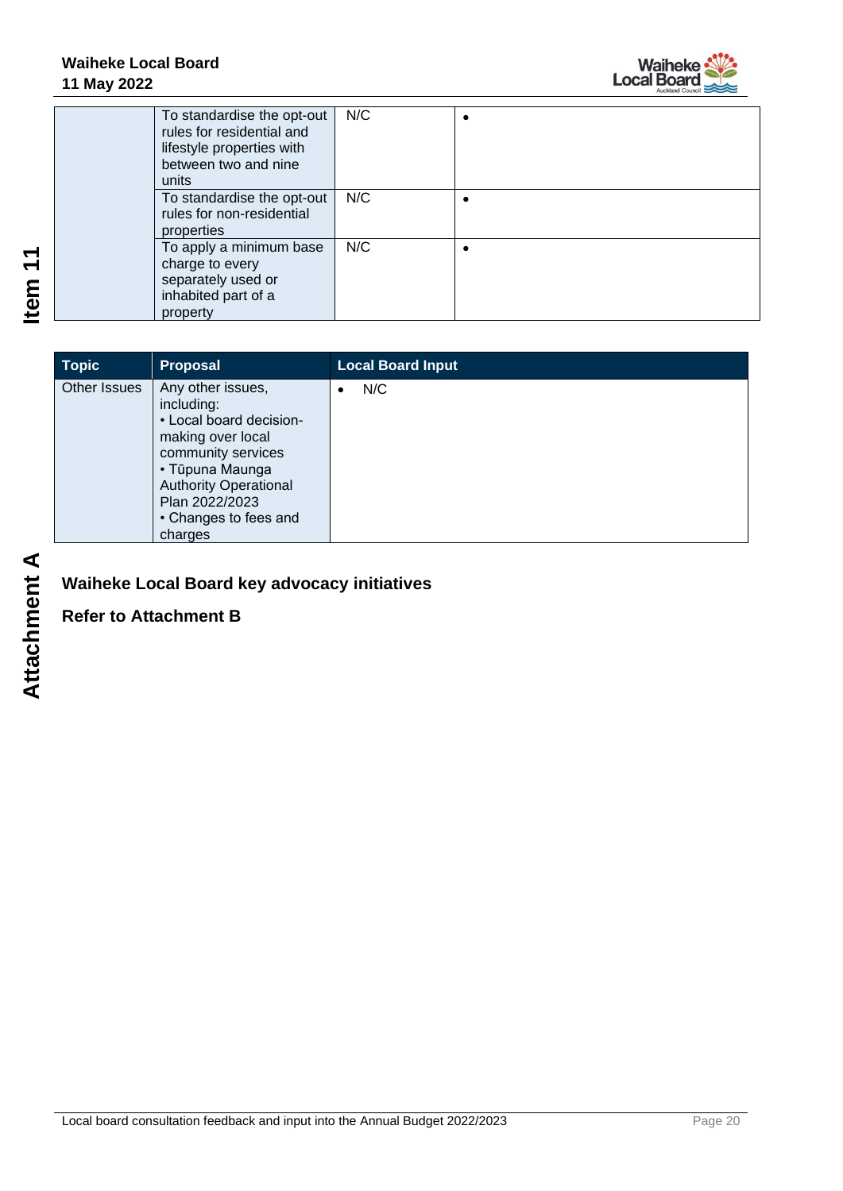| | | | |
|---|---|---|---|
| | To standardise the opt-out rules for residential and lifestyle properties with between two and nine units | N/C | • |
| | To standardise the opt-out rules for non-residential properties | N/C | • |
| | To apply a minimum base charge to every separately used or inhabited part of a property | N/C | • |

| Topic | Proposal | Local Board Input |
|---|---|---|
| Other Issues | Any other issues, including: <br>• Local board decision-making over local community services <br>• Tūpuna Maunga Authority Operational Plan 2022/2023 <br>• Changes to fees and charges | • N/C |

**Waiheke Local Board key advocacy initiatives**

**Refer to Attachment B**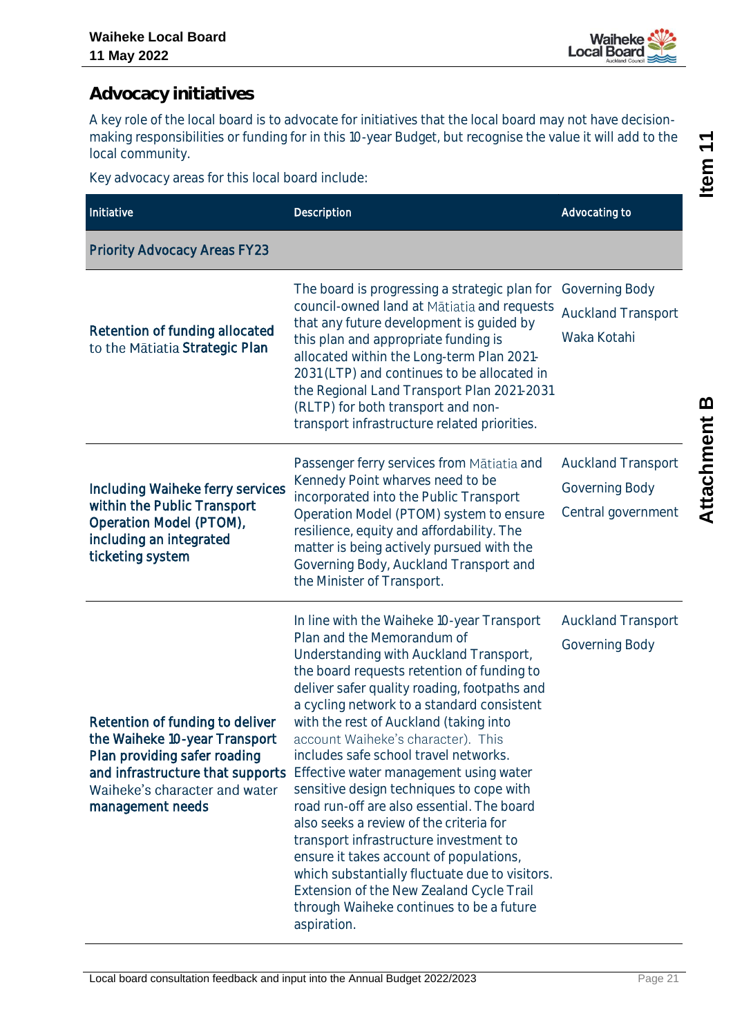## Advocacy initiatives

A key role of the local board is to advocate for initiatives that the local board may not have decision-making responsibilities or funding for in this 10-year Budget, but recognise the value it will add to the local community.

Key advocacy areas for this local board include:

| Initiative | Description | Advocating to |
|---|---|---|
| **Priority Advocacy Areas FY23** | | |
| Retention of funding allocated to the Mātiatia Strategic Plan | The board is progressing a strategic plan for council-owned land at Mātiatia and requests that any future development is guided by this plan and appropriate funding is allocated within the Long-term Plan 2021-2031 (LTP) and continues to be allocated in the Regional Land Transport Plan 2021-2031 (RLTP) for both transport and non-transport infrastructure related priorities. | Governing Body<br>Auckland Transport<br>Waka Kotahi |
| Including Waiheke ferry services within the Public Transport Operation Model (PTOM), including an integrated ticketing system | Passenger ferry services from Mātiatia and Kennedy Point wharves need to be incorporated into the Public Transport Operation Model (PTOM) system to ensure resilience, equity and affordability. The matter is being actively pursued with the Governing Body, Auckland Transport and the Minister of Transport. | Auckland Transport<br>Governing Body<br>Central government |
| Retention of funding to deliver the Waiheke 10-year Transport Plan providing safer roading and infrastructure that supports Waiheke's character and water management needs | In line with the Waiheke 10-year Transport Plan and the Memorandum of Understanding with Auckland Transport, the board requests retention of funding to deliver safer quality roading, footpaths and a cycling network to a standard consistent with the rest of Auckland (taking into account Waiheke's character). This includes safe school travel networks. Effective water management using water sensitive design techniques to cope with road run-off are also essential. The board also seeks a review of the criteria for transport infrastructure investment to ensure it takes account of populations, which substantially fluctuate due to visitors. Extension of the New Zealand Cycle Trail through Waiheke continues to be a future aspiration. | Auckland Transport<br>Governing Body |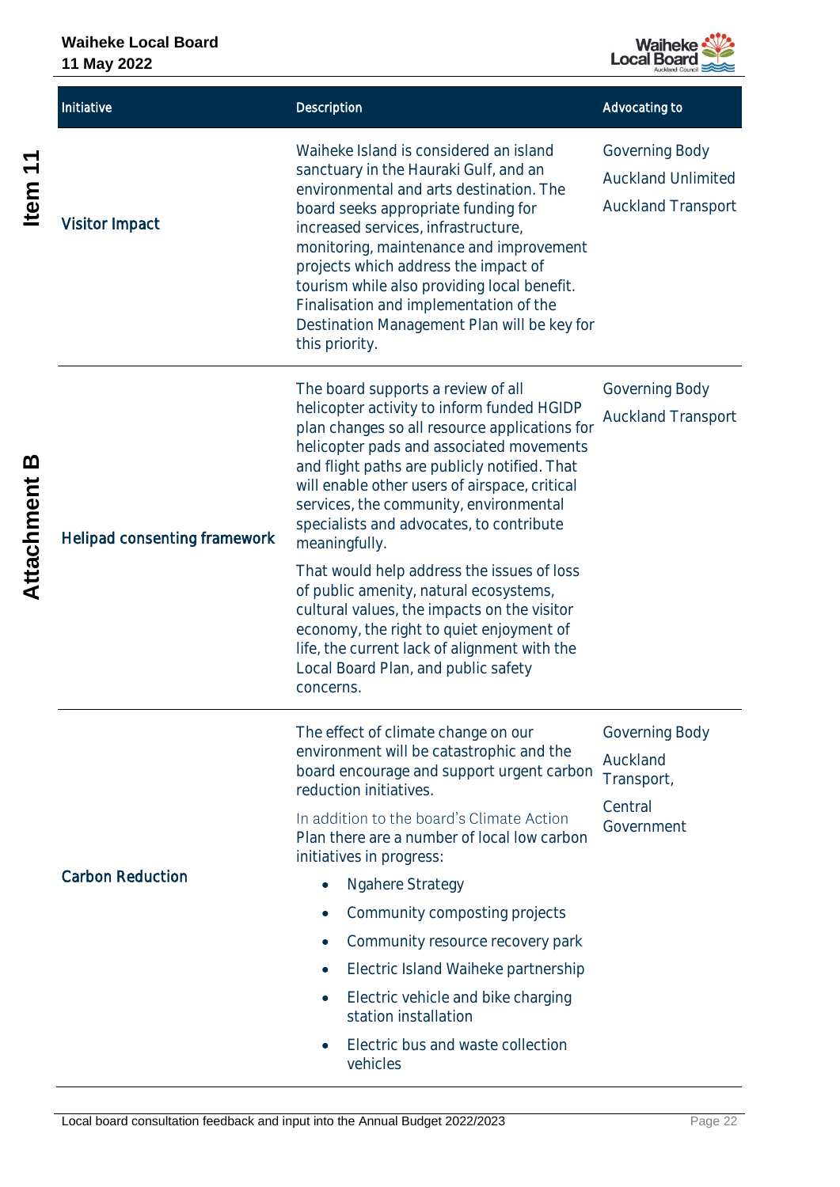| Initiative | Description | Advocating to |
|---|---|---|
| Visitor Impact | Waiheke Island is considered an island sanctuary in the Hauraki Gulf, and an environmental and arts destination. The board seeks appropriate funding for increased services, infrastructure, monitoring, maintenance and improvement projects which address the impact of tourism while also providing local benefit. Finalisation and implementation of the Destination Management Plan will be key for this priority. | Governing Body<br>Auckland Unlimited<br>Auckland Transport |
| Helipad consenting framework | The board supports a review of all helicopter activity to inform funded HGIDP plan changes so all resource applications for helicopter pads and associated movements and flight paths are publicly notified. That will enable other users of airspace, critical services, the community, environmental specialists and advocates, to contribute meaningfully.<br><br>That would help address the issues of loss of public amenity, natural ecosystems, cultural values, the impacts on the visitor economy, the right to quiet enjoyment of life, the current lack of alignment with the Local Board Plan, and public safety concerns. | Governing Body<br>Auckland Transport |
| Carbon Reduction | The effect of climate change on our environment will be catastrophic and the board encourage and support urgent carbon reduction initiatives.<br><br>In addition to the board's Climate Action Plan there are a number of local low carbon initiatives in progress:<br>• Ngahere Strategy<br>• Community composting projects<br>• Community resource recovery park<br>• Electric Island Waiheke partnership<br>• Electric vehicle and bike charging station installation<br>• Electric bus and waste collection vehicles | Governing Body<br>Auckland Transport,<br>Central Government |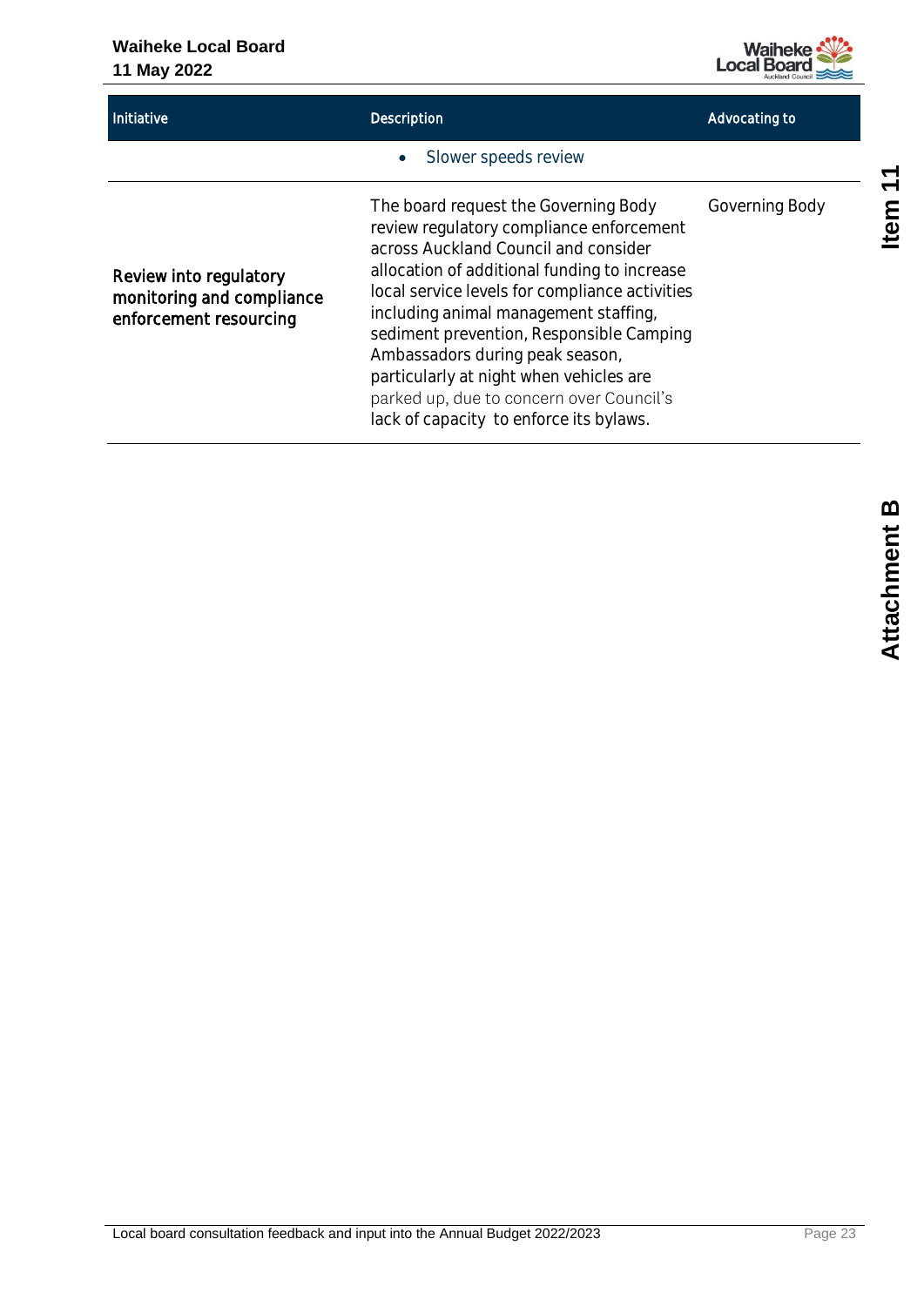| Initiative | Description | Advocating to |
| --- | --- | --- |
| | • Slower speeds review | |
| Review into regulatory monitoring and compliance enforcement resourcing | The board request the Governing Body review regulatory compliance enforcement across Auckland Council and consider allocation of additional funding to increase local service levels for compliance activities including animal management staffing, sediment prevention, Responsible Camping Ambassadors during peak season, particularly at night when vehicles are parked up, due to concern over Council's lack of capacity to enforce its bylaws. | Governing Body |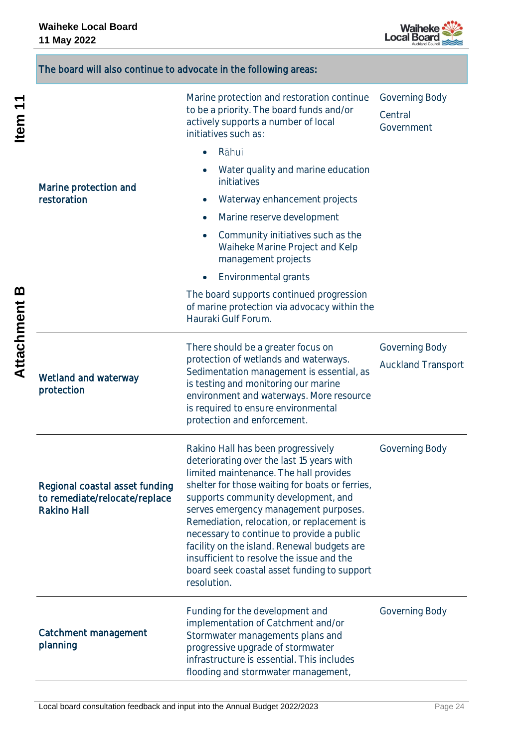| The board will also continue to advocate in the following areas: | | |
|---|---|---|
| Marine protection and restoration | Marine protection and restoration continue to be a priority. The board funds and/or actively supports a number of local initiatives such as:<br>• Rāhui<br>• Water quality and marine education initiatives<br>• Waterway enhancement projects<br>• Marine reserve development<br>• Community initiatives such as the Waiheke Marine Project and Kelp management projects<br>• Environmental grants<br>The board supports continued progression of marine protection via advocacy within the Hauraki Gulf Forum. | Governing Body<br>Central Government |
| Wetland and waterway protection | There should be a greater focus on protection of wetlands and waterways. Sedimentation management is essential, as is testing and monitoring our marine environment and waterways. More resource is required to ensure environmental protection and enforcement. | Governing Body<br>Auckland Transport |
| Regional coastal asset funding to remediate/relocate/replace Rakino Hall | Rakino Hall has been progressively deteriorating over the last 15 years with limited maintenance. The hall provides shelter for those waiting for boats or ferries, supports community development, and serves emergency management purposes. Remediation, relocation, or replacement is necessary to continue to provide a public facility on the island. Renewal budgets are insufficient to resolve the issue and the board seek coastal asset funding to support resolution. | Governing Body |
| Catchment management planning | Funding for the development and implementation of Catchment and/or Stormwater managements plans and progressive upgrade of stormwater infrastructure is essential. This includes flooding and stormwater management, | Governing Body |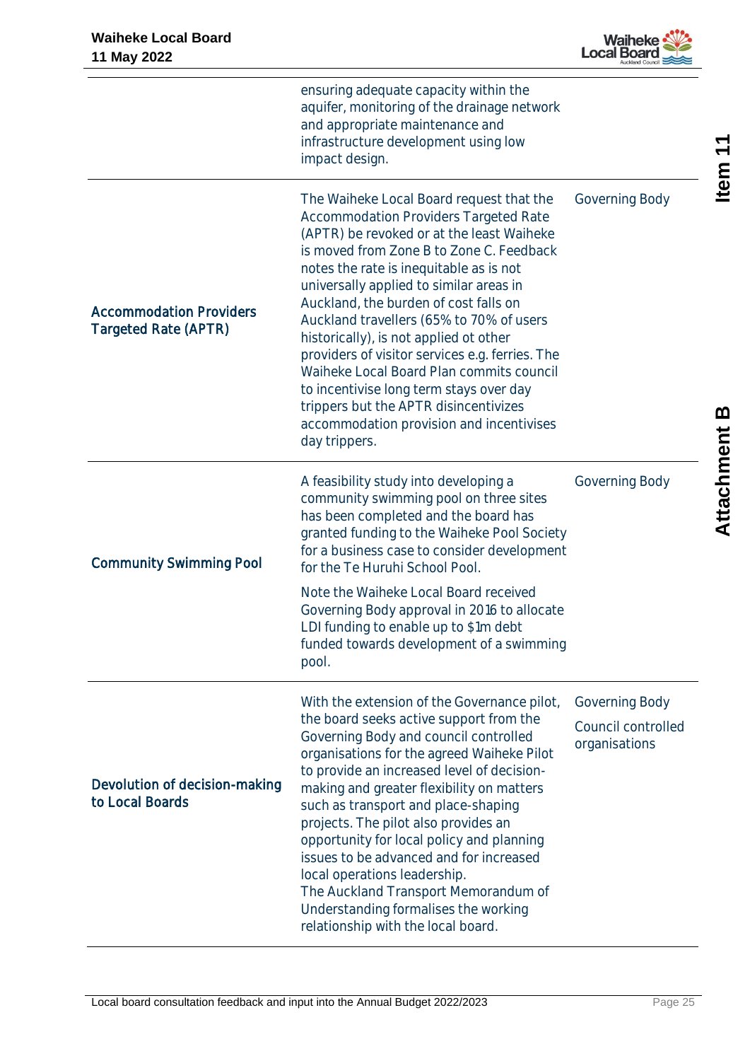| | | |
|---|---|---|
| | ensuring adequate capacity within the aquifer, monitoring of the drainage network and appropriate maintenance and infrastructure development using low impact design. | |
| Accommodation Providers Targeted Rate (APTR) | The Waiheke Local Board request that the Accommodation Providers Targeted Rate (APTR) be revoked or at the least Waiheke is moved from Zone B to Zone C. Feedback notes the rate is inequitable as is not universally applied to similar areas in Auckland, the burden of cost falls on Auckland travellers (65% to 70% of users historically), is not applied ot other providers of visitor services e.g. ferries. The Waiheke Local Board Plan commits council to incentivise long term stays over day trippers but the APTR disincentivizes accommodation provision and incentivises day trippers. | Governing Body |
| Community Swimming Pool | A feasibility study into developing a community swimming pool on three sites has been completed and the board has granted funding to the Waiheke Pool Society for a business case to consider development for the Te Huruhi School Pool.<br><br>Note the Waiheke Local Board received Governing Body approval in 2016 to allocate LDI funding to enable up to $1m debt funded towards development of a swimming pool. | Governing Body |
| Devolution of decision-making to Local Boards | With the extension of the Governance pilot, the board seeks active support from the Governing Body and council controlled organisations for the agreed Waiheke Pilot to provide an increased level of decision-making and greater flexibility on matters such as transport and place-shaping projects. The pilot also provides an opportunity for local policy and planning issues to be advanced and for increased local operations leadership.<br>The Auckland Transport Memorandum of Understanding formalises the working relationship with the local board. | Governing Body<br><br>Council controlled organisations |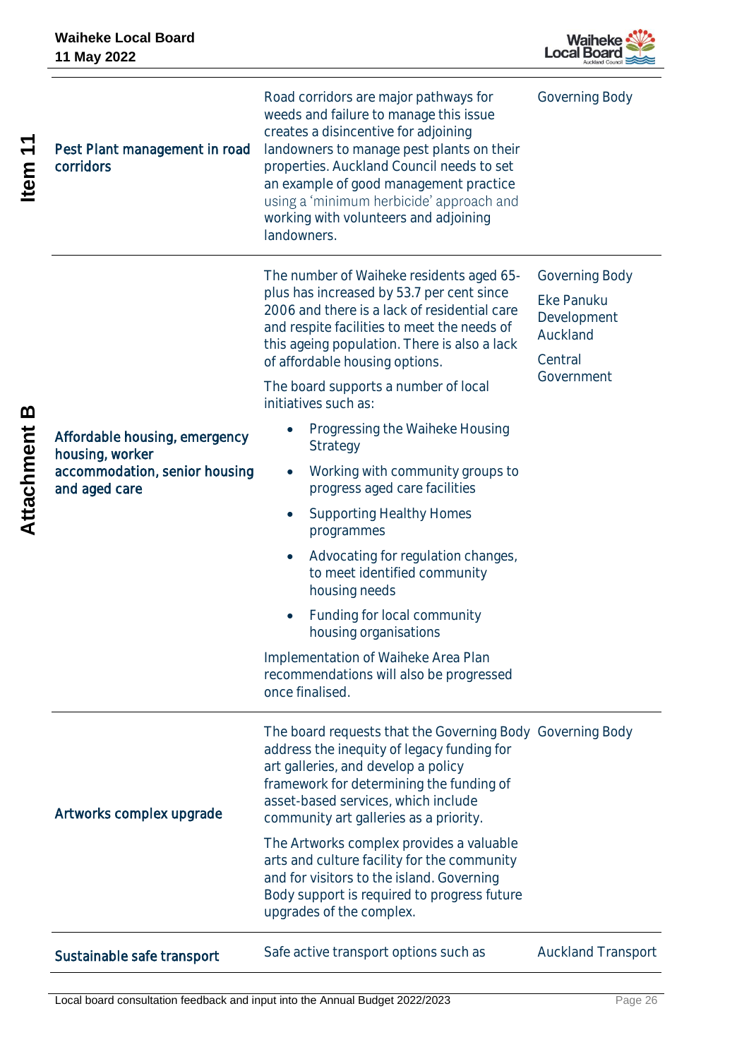| | | |
|---|---|---|
| Pest Plant management in road corridors | Road corridors are major pathways for weeds and failure to manage this issue creates a disincentive for adjoining landowners to manage pest plants on their properties. Auckland Council needs to set an example of good management practice using a 'minimum herbicide' approach and working with volunteers and adjoining landowners. | Governing Body |
| Affordable housing, emergency housing, worker accommodation, senior housing and aged care | The number of Waiheke residents aged 65-plus has increased by 53.7 per cent since 2006 and there is a lack of residential care and respite facilities to meet the needs of this ageing population. There is also a lack of affordable housing options.<br><br>The board supports a number of local initiatives such as:<br>• Progressing the Waiheke Housing Strategy<br>• Working with community groups to progress aged care facilities<br>• Supporting Healthy Homes programmes<br>• Advocating for regulation changes, to meet identified community housing needs<br>• Funding for local community housing organisations<br><br>Implementation of Waiheke Area Plan recommendations will also be progressed once finalised. | Governing Body<br><br>Eke Panuku Development Auckland<br><br>Central Government |
| Artworks complex upgrade | The board requests that the Governing Body address the inequity of legacy funding for art galleries, and develop a policy framework for determining the funding of asset-based services, which include community art galleries as a priority.<br><br>The Artworks complex provides a valuable arts and culture facility for the community and for visitors to the island. Governing Body support is required to progress future upgrades of the complex. | Governing Body |
| Sustainable safe transport | Safe active transport options such as | Auckland Transport |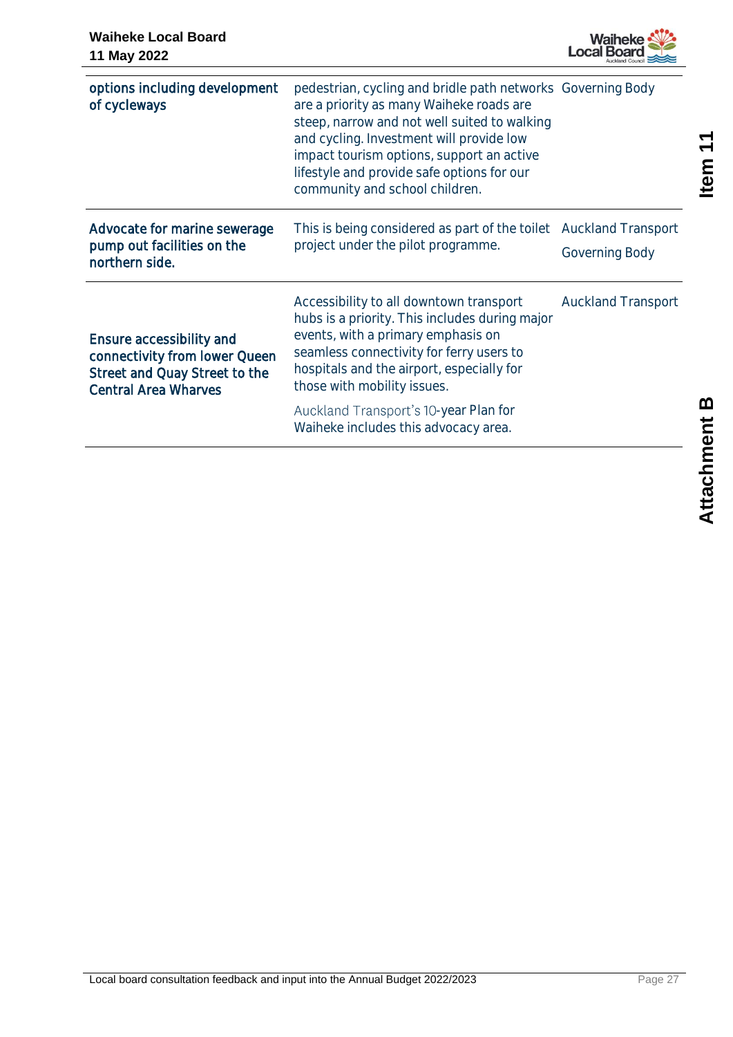| | | |
|---|---|---|
| options including development of cycleways | pedestrian, cycling and bridle path networks are a priority as many Waiheke roads are steep, narrow and not well suited to walking and cycling. Investment will provide low impact tourism options, support an active lifestyle and provide safe options for our community and school children. | Governing Body |
| Advocate for marine sewerage pump out facilities on the northern side. | This is being considered as part of the toilet project under the pilot programme. | Auckland Transport<br>Governing Body |
| Ensure accessibility and connectivity from lower Queen Street and Quay Street to the Central Area Wharves | Accessibility to all downtown transport hubs is a priority. This includes during major events, with a primary emphasis on seamless connectivity for ferry users to hospitals and the airport, especially for those with mobility issues.<br>Auckland Transport's 10-year Plan for Waiheke includes this advocacy area. | Auckland Transport |